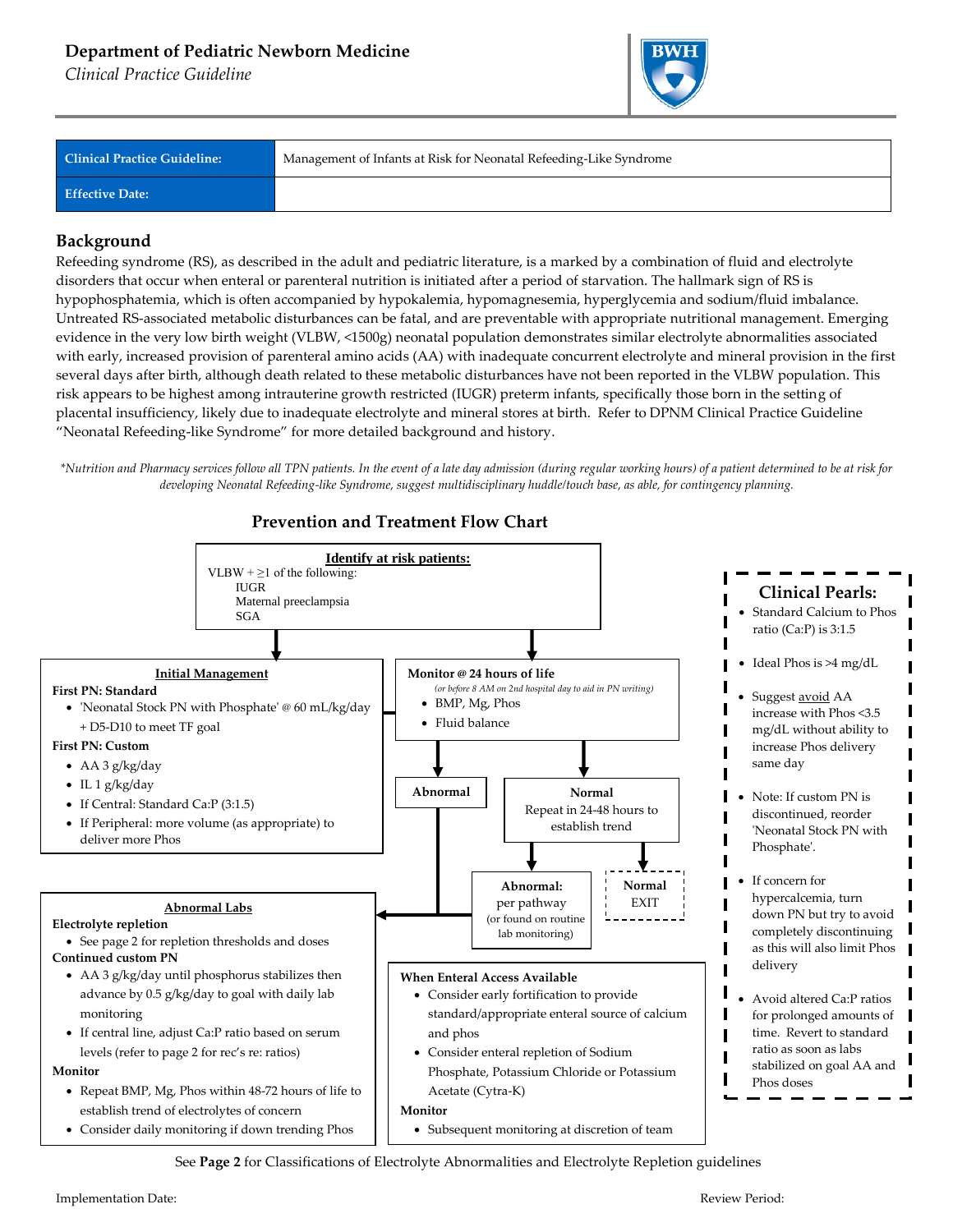# Department of Pediatric Newborn Medicine

*Clinical Practice Guideline*

| | |
|---|---|
| **Clinical Practice Guideline:** | Management of Infants at Risk for Neonatal Refeeding-Like Syndrome |
| **Effective Date:** | |

## Background

Refeeding syndrome (RS), as described in the adult and pediatric literature, is a marked by a combination of fluid and electrolyte disorders that occur when enteral or parenteral nutrition is initiated after a period of starvation. The hallmark sign of RS is hypophosphatemia, which is often accompanied by hypokalemia, hypomagnesemia, hyperglycemia and sodium/fluid imbalance. Untreated RS-associated metabolic disturbances can be fatal, and are preventable with appropriate nutritional management. Emerging evidence in the very low birth weight (VLBW, <1500g) neonatal population demonstrates similar electrolyte abnormalities associated with early, increased provision of parenteral amino acids (AA) with inadequate concurrent electrolyte and mineral provision in the first several days after birth, although death related to these metabolic disturbances have not been reported in the VLBW population. This risk appears to be highest among intrauterine growth restricted (IUGR) preterm infants, specifically those born in the setting of placental insufficiency, likely due to inadequate electrolyte and mineral stores at birth. Refer to DPNM Clinical Practice Guideline "Neonatal Refeeding-like Syndrome" for more detailed background and history.

*\*Nutrition and Pharmacy services follow all TPN patients. In the event of a late day admission (during regular working hours) of a patient determined to be at risk for developing Neonatal Refeeding-like Syndrome, suggest multidisciplinary huddle/touch base, as able, for contingency planning.*

## Prevention and Treatment Flow Chart

**Identify at risk patients:**

VLBW + ≥1 of the following:
- IUGR
- Maternal preeclampsia
- SGA

**Initial Management**

**First PN: Standard**
- 'Neonatal Stock PN with Phosphate' @ 60 mL/kg/day + D5-D10 to meet TF goal

**First PN: Custom**
- AA 3 g/kg/day
- IL 1 g/kg/day
- If Central: Standard Ca:P (3:1.5)
- If Peripheral: more volume (as appropriate) to deliver more Phos

**Monitor @ 24 hours of life**
*(or before 8 AM on 2nd hospital day to aid in PN writing)*
- BMP, Mg, Phos
- Fluid balance

**Abnormal** → Abnormal Labs

**Normal**
Repeat in 24-48 hours to establish trend

- **Abnormal:** per pathway (or found on routine lab monitoring) → Abnormal Labs
- **Normal** EXIT

**Abnormal Labs**

**Electrolyte repletion**
- See page 2 for repletion thresholds and doses

**Continued custom PN**
- AA 3 g/kg/day until phosphorus stabilizes then advance by 0.5 g/kg/day to goal with daily lab monitoring
- If central line, adjust Ca:P ratio based on serum levels (refer to page 2 for rec's re: ratios)

**Monitor**
- Repeat BMP, Mg, Phos within 48-72 hours of life to establish trend of electrolytes of concern
- Consider daily monitoring if down trending Phos

**When Enteral Access Available**
- Consider early fortification to provide standard/appropriate enteral source of calcium and phos
- Consider enteral repletion of Sodium Phosphate, Potassium Chloride or Potassium Acetate (Cytra-K)

**Monitor**
- Subsequent monitoring at discretion of team

### Clinical Pearls:
- Standard Calcium to Phos ratio (Ca:P) is 3:1.5
- Ideal Phos is >4 mg/dL
- Suggest avoid AA increase with Phos <3.5 mg/dL without ability to increase Phos delivery same day
- Note: If custom PN is discontinued, reorder 'Neonatal Stock PN with Phosphate'.
- If concern for hypercalcemia, turn down PN but try to avoid completely discontinuing as this will also limit Phos delivery
- Avoid altered Ca:P ratios for prolonged amounts of time. Revert to standard ratio as soon as labs stabilized on goal AA and Phos doses

See **Page 2** for Classifications of Electrolyte Abnormalities and Electrolyte Repletion guidelines

Implementation Date:

Review Period: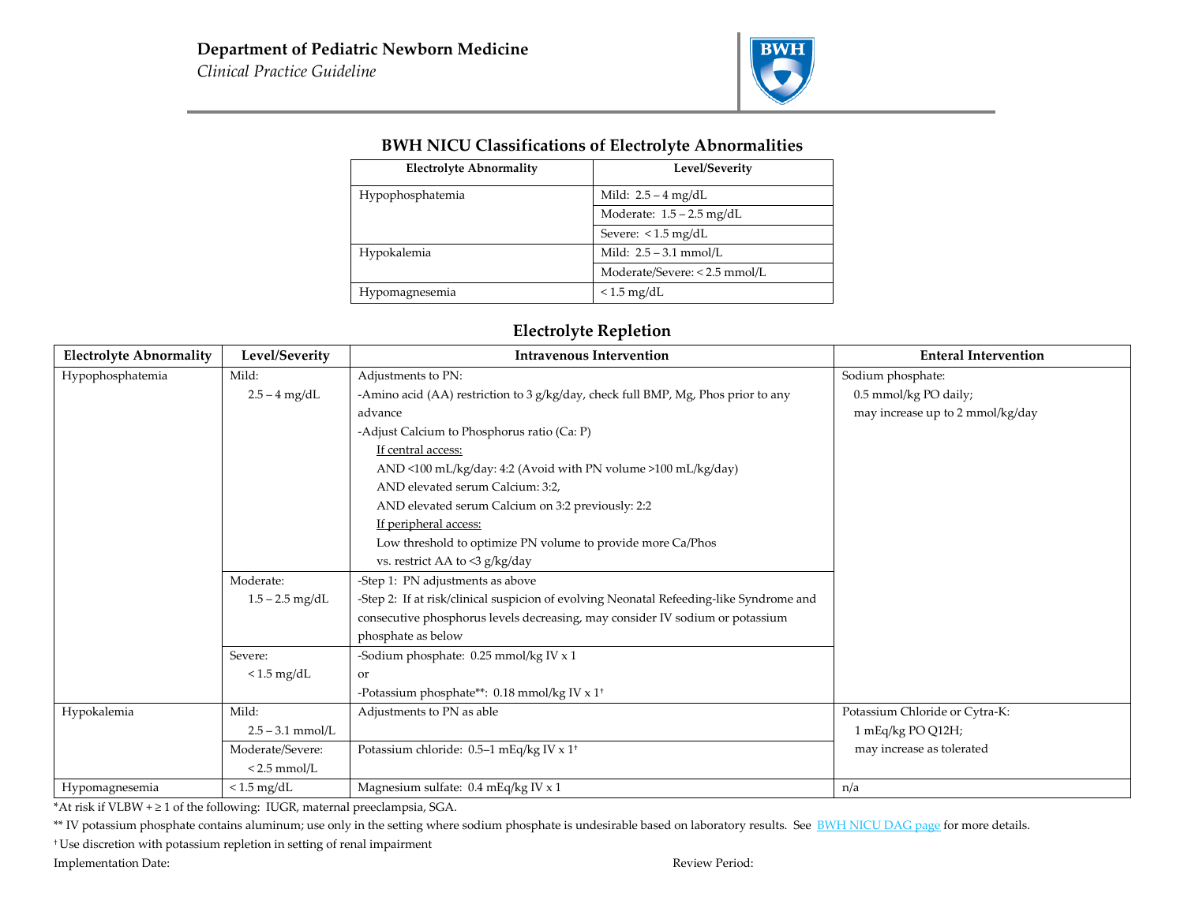**Department of Pediatric Newborn Medicine**
*Clinical Practice Guideline*

## BWH NICU Classifications of Electrolyte Abnormalities

| Electrolyte Abnormality | Level/Severity |
|---|---|
| Hypophosphatemia | Mild: 2.5 – 4 mg/dL |
| | Moderate: 1.5 – 2.5 mg/dL |
| | Severe: < 1.5 mg/dL |
| Hypokalemia | Mild: 2.5 – 3.1 mmol/L |
| | Moderate/Severe: < 2.5 mmol/L |
| Hypomagnesemia | < 1.5 mg/dL |

## Electrolyte Repletion

| Electrolyte Abnormality | Level/Severity | Intravenous Intervention | Enteral Intervention |
|---|---|---|---|
| Hypophosphatemia | Mild: 2.5 – 4 mg/dL | Adjustments to PN:<br>-Amino acid (AA) restriction to 3 g/kg/day, check full BMP, Mg, Phos prior to any advance<br>-Adjust Calcium to Phosphorus ratio (Ca: P)<br>If central access:<br>AND <100 mL/kg/day: 4:2 (Avoid with PN volume >100 mL/kg/day)<br>AND elevated serum Calcium: 3:2,<br>AND elevated serum Calcium on 3:2 previously: 2:2<br>If peripheral access:<br>Low threshold to optimize PN volume to provide more Ca/Phos vs. restrict AA to <3 g/kg/day | Sodium phosphate:<br>0.5 mmol/kg PO daily;<br>may increase up to 2 mmol/kg/day |
| | Moderate: 1.5 – 2.5 mg/dL | -Step 1: PN adjustments as above<br>-Step 2: If at risk/clinical suspicion of evolving Neonatal Refeeding-like Syndrome and consecutive phosphorus levels decreasing, may consider IV sodium or potassium phosphate as below | |
| | Severe: < 1.5 mg/dL | -Sodium phosphate: 0.25 mmol/kg IV x 1<br>or<br>-Potassium phosphate**: 0.18 mmol/kg IV x 1† | |
| Hypokalemia | Mild: 2.5 – 3.1 mmol/L | Adjustments to PN as able | Potassium Chloride or Cytra-K:<br>1 mEq/kg PO Q12H;<br>may increase as tolerated |
| | Moderate/Severe: < 2.5 mmol/L | Potassium chloride: 0.5–1 mEq/kg IV x 1† | |
| Hypomagnesemia | < 1.5 mg/dL | Magnesium sulfate: 0.4 mEq/kg IV x 1 | n/a |

*At risk if VLBW + ≥ 1 of the following: IUGR, maternal preeclampsia, SGA.

** IV potassium phosphate contains aluminum; use only in the setting where sodium phosphate is undesirable based on laboratory results. See BWH NICU DAG page for more details.

† Use discretion with potassium repletion in setting of renal impairment

Implementation Date: Review Period: